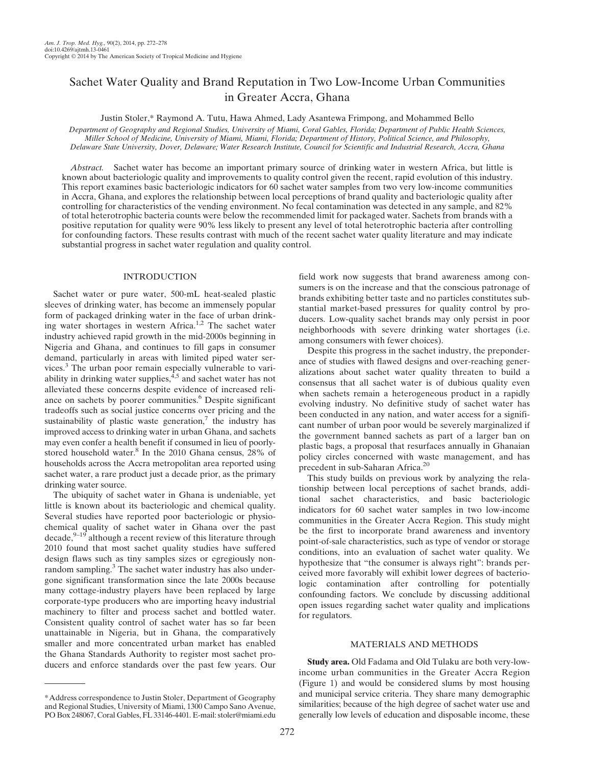# Sachet Water Quality and Brand Reputation in Two Low-Income Urban Communities in Greater Accra, Ghana

Justin Stoler,* Raymond A. Tutu, Hawa Ahmed, Lady Asantewa Frimpong, and Mohammed Bello

*Department of Geography and Regional Studies, University of Miami, Coral Gables, Florida; Department of Public Health Sciences, Miller School of Medicine, University of Miami, Miami, Florida; Department of History, Political Science, and Philosophy, Delaware State University, Dover, Delaware; Water Research Institute, Council for Scientific and Industrial Research, Accra, Ghana*

*Abstract.* Sachet water has become an important primary source of drinking water in western Africa, but little is known about bacteriologic quality and improvements to quality control given the recent, rapid evolution of this industry. This report examines basic bacteriologic indicators for 60 sachet water samples from two very low-income communities in Accra, Ghana, and explores the relationship between local perceptions of brand quality and bacteriologic quality after controlling for characteristics of the vending environment. No fecal contamination was detected in any sample, and 82% of total heterotrophic bacteria counts were below the recommended limit for packaged water. Sachets from brands with a positive reputation for quality were 90% less likely to present any level of total heterotrophic bacteria after controlling for confounding factors. These results contrast with much of the recent sachet water quality literature and may indicate substantial progress in sachet water regulation and quality control.

## INTRODUCTION

Sachet water or pure water, 500-mL heat-sealed plastic sleeves of drinking water, has become an immensely popular form of packaged drinking water in the face of urban drinking water shortages in western Africa.[1,2] The sachet water industry achieved rapid growth in the mid-2000s beginning in Nigeria and Ghana, and continues to fill gaps in consumer demand, particularly in areas with limited piped water services.[3] The urban poor remain especially vulnerable to variability in drinking water supplies,[4,5] and sachet water has not alleviated these concerns despite evidence of increased reliance on sachets by poorer communities.[6] Despite significant tradeoffs such as social justice concerns over pricing and the sustainability of plastic waste generation,[7] the industry has improved access to drinking water in urban Ghana, and sachets may even confer a health benefit if consumed in lieu of poorly-stored household water.[8] In the 2010 Ghana census, 28% of households across the Accra metropolitan area reported using sachet water, a rare product just a decade prior, as the primary drinking water source.

The ubiquity of sachet water in Ghana is undeniable, yet little is known about its bacteriologic and chemical quality. Several studies have reported poor bacteriologic or physiochemical quality of sachet water in Ghana over the past decade,[9–19] although a recent review of this literature through 2010 found that most sachet quality studies have suffered design flaws such as tiny samples sizes or egregiously non-random sampling.[3] The sachet water industry has also undergone significant transformation since the late 2000s because many cottage-industry players have been replaced by large corporate-type producers who are importing heavy industrial machinery to filter and process sachet and bottled water. Consistent quality control of sachet water has so far been unattainable in Nigeria, but in Ghana, the comparatively smaller and more concentrated urban market has enabled the Ghana Standards Authority to register most sachet producers and enforce standards over the past few years. Our field work now suggests that brand awareness among consumers is on the increase and that the conscious patronage of brands exhibiting better taste and no particles constitutes substantial market-based pressures for quality control by producers. Low-quality sachet brands may only persist in poor neighborhoods with severe drinking water shortages (i.e. among consumers with fewer choices).

Despite this progress in the sachet industry, the preponderance of studies with flawed designs and over-reaching generalizations about sachet water quality threaten to build a consensus that all sachet water is of dubious quality even when sachets remain a heterogeneous product in a rapidly evolving industry. No definitive study of sachet water has been conducted in any nation, and water access for a significant number of urban poor would be severely marginalized if the government banned sachets as part of a larger ban on plastic bags, a proposal that resurfaces annually in Ghanaian policy circles concerned with waste management, and has precedent in sub-Saharan Africa.[20]

This study builds on previous work by analyzing the relationship between local perceptions of sachet brands, additional sachet characteristics, and basic bacteriologic indicators for 60 sachet water samples in two low-income communities in the Greater Accra Region. This study might be the first to incorporate brand awareness and inventory point-of-sale characteristics, such as type of vendor or storage conditions, into an evaluation of sachet water quality. We hypothesize that "the consumer is always right": brands perceived more favorably will exhibit lower degrees of bacteriologic contamination after controlling for potentially confounding factors. We conclude by discussing additional open issues regarding sachet water quality and implications for regulators.

## MATERIALS AND METHODS

**Study area.** Old Fadama and Old Tulaku are both very-low-income urban communities in the Greater Accra Region (Figure 1) and would be considered slums by most housing and municipal service criteria. They share many demographic similarities; because of the high degree of sachet water use and generally low levels of education and disposable income, these

*Address correspondence to Justin Stoler, Department of Geography and Regional Studies, University of Miami, 1300 Campo Sano Avenue, PO Box 248067, Coral Gables, FL 33146-4401. E-mail: stoler@miami.edu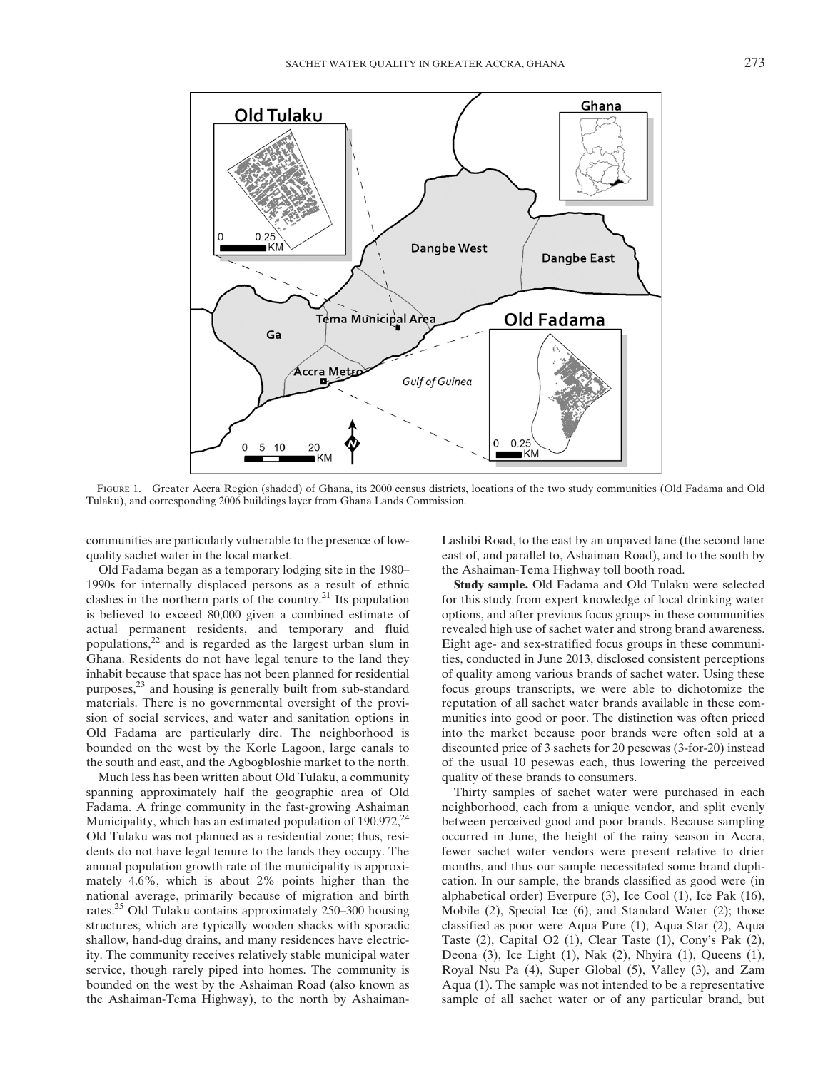FIGURE 1. Greater Accra Region (shaded) of Ghana, its 2000 census districts, locations of the two study communities (Old Fadama and Old Tulaku), and corresponding 2006 buildings layer from Ghana Lands Commission.

communities are particularly vulnerable to the presence of low-quality sachet water in the local market.

Old Fadama began as a temporary lodging site in the 1980–1990s for internally displaced persons as a result of ethnic clashes in the northern parts of the country.[21] Its population is believed to exceed 80,000 given a combined estimate of actual permanent residents, and temporary and fluid populations,[22] and is regarded as the largest urban slum in Ghana. Residents do not have legal tenure to the land they inhabit because that space has not been planned for residential purposes,[23] and housing is generally built from sub-standard materials. There is no governmental oversight of the provision of social services, and water and sanitation options in Old Fadama are particularly dire. The neighborhood is bounded on the west by the Korle Lagoon, large canals to the south and east, and the Agbogbloshie market to the north.

Much less has been written about Old Tulaku, a community spanning approximately half the geographic area of Old Fadama. A fringe community in the fast-growing Ashaiman Municipality, which has an estimated population of 190,972,[24] Old Tulaku was not planned as a residential zone; thus, residents do not have legal tenure to the lands they occupy. The annual population growth rate of the municipality is approximately 4.6%, which is about 2% points higher than the national average, primarily because of migration and birth rates.[25] Old Tulaku contains approximately 250–300 housing structures, which are typically wooden shacks with sporadic shallow, hand-dug drains, and many residences have electricity. The community receives relatively stable municipal water service, though rarely piped into homes. The community is bounded on the west by the Ashaiman Road (also known as the Ashaiman-Tema Highway), to the north by Ashaiman-Lashibi Road, to the east by an unpaved lane (the second lane east of, and parallel to, Ashaiman Road), and to the south by the Ashaiman-Tema Highway toll booth road.

**Study sample.** Old Fadama and Old Tulaku were selected for this study from expert knowledge of local drinking water options, and after previous focus groups in these communities revealed high use of sachet water and strong brand awareness. Eight age- and sex-stratified focus groups in these communities, conducted in June 2013, disclosed consistent perceptions of quality among various brands of sachet water. Using these focus groups transcripts, we were able to dichotomize the reputation of all sachet water brands available in these communities into good or poor. The distinction was often priced into the market because poor brands were often sold at a discounted price of 3 sachets for 20 pesewas (3-for-20) instead of the usual 10 pesewas each, thus lowering the perceived quality of these brands to consumers.

Thirty samples of sachet water were purchased in each neighborhood, each from a unique vendor, and split evenly between perceived good and poor brands. Because sampling occurred in June, the height of the rainy season in Accra, fewer sachet water vendors were present relative to drier months, and thus our sample necessitated some brand duplication. In our sample, the brands classified as good were (in alphabetical order) Everpure (3), Ice Cool (1), Ice Pak (16), Mobile (2), Special Ice (6), and Standard Water (2); those classified as poor were Aqua Pure (1), Aqua Star (2), Aqua Taste (2), Capital O2 (1), Clear Taste (1), Cony's Pak (2), Deona (3), Ice Light (1), Nak (2), Nhyira (1), Queens (1), Royal Nsu Pa (4), Super Global (5), Valley (3), and Zam Aqua (1). The sample was not intended to be a representative sample of all sachet water or of any particular brand, but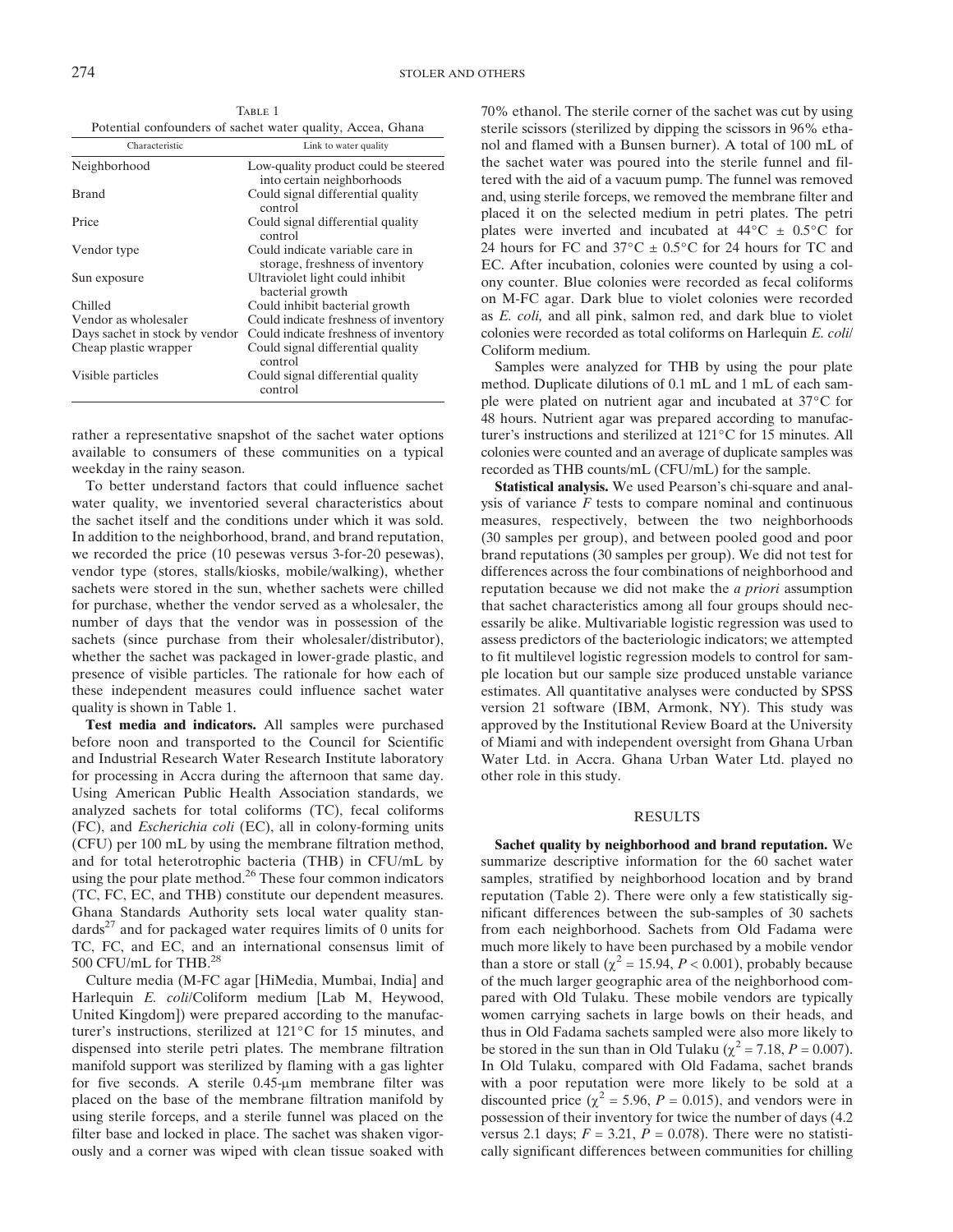Table 1
Potential confounders of sachet water quality, Accea, Ghana

| Characteristic | Link to water quality |
|---|---|
| Neighborhood | Low-quality product could be steered into certain neighborhoods |
| Brand | Could signal differential quality control |
| Price | Could signal differential quality control |
| Vendor type | Could indicate variable care in storage, freshness of inventory |
| Sun exposure | Ultraviolet light could inhibit bacterial growth |
| Chilled | Could inhibit bacterial growth |
| Vendor as wholesaler | Could indicate freshness of inventory |
| Days sachet in stock by vendor | Could indicate freshness of inventory |
| Cheap plastic wrapper | Could signal differential quality control |
| Visible particles | Could signal differential quality control |

rather a representative snapshot of the sachet water options available to consumers of these communities on a typical weekday in the rainy season.

To better understand factors that could influence sachet water quality, we inventoried several characteristics about the sachet itself and the conditions under which it was sold. In addition to the neighborhood, brand, and brand reputation, we recorded the price (10 pesewas versus 3-for-20 pesewas), vendor type (stores, stalls/kiosks, mobile/walking), whether sachets were stored in the sun, whether sachets were chilled for purchase, whether the vendor served as a wholesaler, the number of days that the vendor was in possession of the sachets (since purchase from their wholesaler/distributor), whether the sachet was packaged in lower-grade plastic, and presence of visible particles. The rationale for how each of these independent measures could influence sachet water quality is shown in Table 1.

**Test media and indicators.** All samples were purchased before noon and transported to the Council for Scientific and Industrial Research Water Research Institute laboratory for processing in Accra during the afternoon that same day. Using American Public Health Association standards, we analyzed sachets for total coliforms (TC), fecal coliforms (FC), and *Escherichia coli* (EC), all in colony-forming units (CFU) per 100 mL by using the membrane filtration method, and for total heterotrophic bacteria (THB) in CFU/mL by using the pour plate method.[26] These four common indicators (TC, FC, EC, and THB) constitute our dependent measures. Ghana Standards Authority sets local water quality standards[27] and for packaged water requires limits of 0 units for TC, FC, and EC, and an international consensus limit of 500 CFU/mL for THB.[28]

Culture media (M-FC agar [HiMedia, Mumbai, India] and Harlequin *E. coli*/Coliform medium [Lab M, Heywood, United Kingdom]) were prepared according to the manufacturer's instructions, sterilized at 121°C for 15 minutes, and dispensed into sterile petri plates. The membrane filtration manifold support was sterilized by flaming with a gas lighter for five seconds. A sterile 0.45-μm membrane filter was placed on the base of the membrane filtration manifold by using sterile forceps, and a sterile funnel was placed on the filter base and locked in place. The sachet was shaken vigorously and a corner was wiped with clean tissue soaked with 70% ethanol. The sterile corner of the sachet was cut by using sterile scissors (sterilized by dipping the scissors in 96% ethanol and flamed with a Bunsen burner). A total of 100 mL of the sachet water was poured into the sterile funnel and filtered with the aid of a vacuum pump. The funnel was removed and, using sterile forceps, we removed the membrane filter and placed it on the selected medium in petri plates. The petri plates were inverted and incubated at 44°C ± 0.5°C for 24 hours for FC and 37°C ± 0.5°C for 24 hours for TC and EC. After incubation, colonies were counted by using a colony counter. Blue colonies were recorded as fecal coliforms on M-FC agar. Dark blue to violet colonies were recorded as *E. coli,* and all pink, salmon red, and dark blue to violet colonies were recorded as total coliforms on Harlequin *E. coli*/Coliform medium.

Samples were analyzed for THB by using the pour plate method. Duplicate dilutions of 0.1 mL and 1 mL of each sample were plated on nutrient agar and incubated at 37°C for 48 hours. Nutrient agar was prepared according to manufacturer's instructions and sterilized at 121°C for 15 minutes. All colonies were counted and an average of duplicate samples was recorded as THB counts/mL (CFU/mL) for the sample.

**Statistical analysis.** We used Pearson's chi-square and analysis of variance *F* tests to compare nominal and continuous measures, respectively, between the two neighborhoods (30 samples per group), and between pooled good and poor brand reputations (30 samples per group). We did not test for differences across the four combinations of neighborhood and reputation because we did not make the *a priori* assumption that sachet characteristics among all four groups should necessarily be alike. Multivariable logistic regression was used to assess predictors of the bacteriologic indicators; we attempted to fit multilevel logistic regression models to control for sample location but our sample size produced unstable variance estimates. All quantitative analyses were conducted by SPSS version 21 software (IBM, Armonk, NY). This study was approved by the Institutional Review Board at the University of Miami and with independent oversight from Ghana Urban Water Ltd. in Accra. Ghana Urban Water Ltd. played no other role in this study.

## RESULTS

**Sachet quality by neighborhood and brand reputation.** We summarize descriptive information for the 60 sachet water samples, stratified by neighborhood location and by brand reputation (Table 2). There were only a few statistically significant differences between the sub-samples of 30 sachets from each neighborhood. Sachets from Old Fadama were much more likely to have been purchased by a mobile vendor than a store or stall ($\chi^2 = 15.94$, $P < 0.001$), probably because of the much larger geographic area of the neighborhood compared with Old Tulaku. These mobile vendors are typically women carrying sachets in large bowls on their heads, and thus in Old Fadama sachets sampled were also more likely to be stored in the sun than in Old Tulaku ($\chi^2 = 7.18$, $P = 0.007$). In Old Tulaku, compared with Old Fadama, sachet brands with a poor reputation were more likely to be sold at a discounted price ($\chi^2 = 5.96$, $P = 0.015$), and vendors were in possession of their inventory for twice the number of days (4.2 versus 2.1 days; $F = 3.21$, $P = 0.078$). There were no statistically significant differences between communities for chilling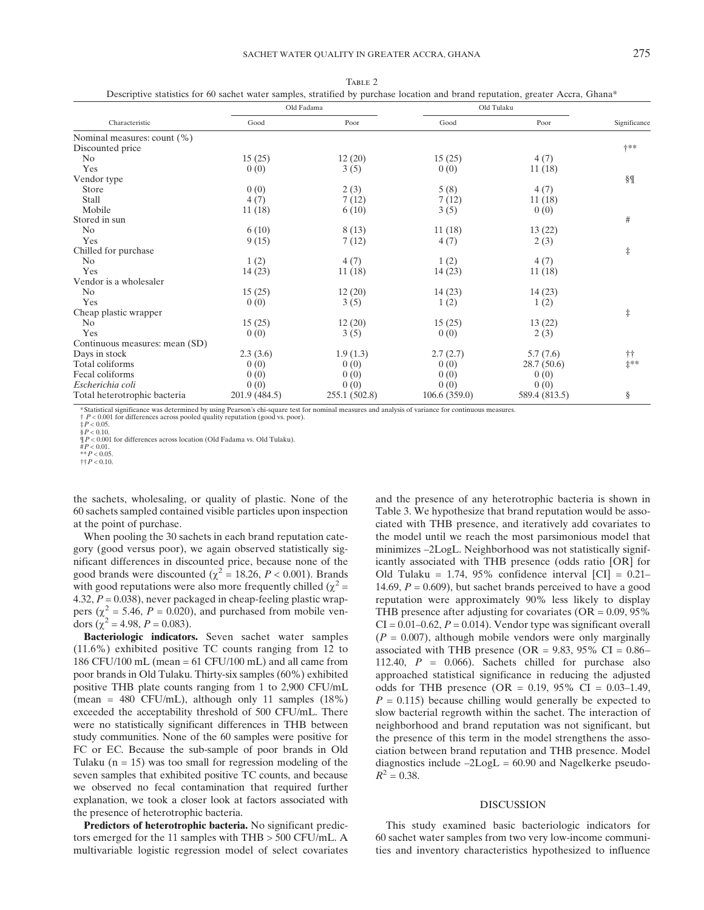TABLE 2

Descriptive statistics for 60 sachet water samples, stratified by purchase location and brand reputation, greater Accra, Ghana*

| Characteristic | Old Fadama | | Old Tulaku | | Significance |
|---|---|---|---|---|---|
| | Good | Poor | Good | Poor | |
| Nominal measures: count (%) | | | | | |
| Discounted price | | | | | †** |
| No | 15 (25) | 12 (20) | 15 (25) | 4 (7) | |
| Yes | 0 (0) | 3 (5) | 0 (0) | 11 (18) | |
| Vendor type | | | | | §¶ |
| Store | 0 (0) | 2 (3) | 5 (8) | 4 (7) | |
| Stall | 4 (7) | 7 (12) | 7 (12) | 11 (18) | |
| Mobile | 11 (18) | 6 (10) | 3 (5) | 0 (0) | |
| Stored in sun | | | | | # |
| No | 6 (10) | 8 (13) | 11 (18) | 13 (22) | |
| Yes | 9 (15) | 7 (12) | 4 (7) | 2 (3) | |
| Chilled for purchase | | | | | ‡ |
| No | 1 (2) | 4 (7) | 1 (2) | 4 (7) | |
| Yes | 14 (23) | 11 (18) | 14 (23) | 11 (18) | |
| Vendor is a wholesaler | | | | | |
| No | 15 (25) | 12 (20) | 14 (23) | 14 (23) | |
| Yes | 0 (0) | 3 (5) | 1 (2) | 1 (2) | |
| Cheap plastic wrapper | | | | | ‡ |
| No | 15 (25) | 12 (20) | 15 (25) | 13 (22) | |
| Yes | 0 (0) | 3 (5) | 0 (0) | 2 (3) | |
| Continuous measures: mean (SD) | | | | | |
| Days in stock | 2.3 (3.6) | 1.9 (1.3) | 2.7 (2.7) | 5.7 (7.6) | †† |
| Total coliforms | 0 (0) | 0 (0) | 0 (0) | 28.7 (50.6) | ‡** |
| Fecal coliforms | 0 (0) | 0 (0) | 0 (0) | 0 (0) | |
| *Escherichia coli* | 0 (0) | 0 (0) | 0 (0) | 0 (0) | |
| Total heterotrophic bacteria | 201.9 (484.5) | 255.1 (502.8) | 106.6 (359.0) | 589.4 (813.5) | § |

*Statistical significance was determined by using Pearson's chi-square test for nominal measures and analysis of variance for continuous measures.
† $P < 0.001$ for differences across pooled quality reputation (good vs. poor).
‡ $P < 0.05$.
§ $P < 0.10$.
¶ $P < 0.001$ for differences across location (Old Fadama vs. Old Tulaku).
# $P < 0.01$.
** $P < 0.05$.
†† $P < 0.10$.

the sachets, wholesaling, or quality of plastic. None of the 60 sachets sampled contained visible particles upon inspection at the point of purchase.

When pooling the 30 sachets in each brand reputation category (good versus poor), we again observed statistically significant differences in discounted price, because none of the good brands were discounted ($\chi^2 = 18.26$, $P < 0.001$). Brands with good reputations were also more frequently chilled ($\chi^2 = 4.32$, $P = 0.038$), never packaged in cheap-feeling plastic wrappers ($\chi^2 = 5.46$, $P = 0.020$), and purchased from mobile vendors ($\chi^2 = 4.98$, $P = 0.083$).

**Bacteriologic indicators.** Seven sachet water samples (11.6%) exhibited positive TC counts ranging from 12 to 186 CFU/100 mL (mean = 61 CFU/100 mL) and all came from poor brands in Old Tulaku. Thirty-six samples (60%) exhibited positive THB plate counts ranging from 1 to 2,900 CFU/mL (mean = 480 CFU/mL), although only 11 samples (18%) exceeded the acceptability threshold of 500 CFU/mL. There were no statistically significant differences in THB between study communities. None of the 60 samples were positive for FC or EC. Because the sub-sample of poor brands in Old Tulaku (n = 15) was too small for regression modeling of the seven samples that exhibited positive TC counts, and because we observed no fecal contamination that required further explanation, we took a closer look at factors associated with the presence of heterotrophic bacteria.

**Predictors of heterotrophic bacteria.** No significant predictors emerged for the 11 samples with THB > 500 CFU/mL. A multivariable logistic regression model of select covariates and the presence of any heterotrophic bacteria is shown in Table 3. We hypothesize that brand reputation would be associated with THB presence, and iteratively add covariates to the model until we reach the most parsimonious model that minimizes –2LogL. Neighborhood was not statistically significantly associated with THB presence (odds ratio [OR] for Old Tulaku = 1.74, 95% confidence interval [CI] = 0.21–14.69, $P = 0.609$), but sachet brands perceived to have a good reputation were approximately 90% less likely to display THB presence after adjusting for covariates (OR = 0.09, 95% CI = 0.01–0.62, $P = 0.014$). Vendor type was significant overall ($P = 0.007$), although mobile vendors were only marginally associated with THB presence (OR = 9.83, 95% CI = 0.86–112.40, $P = 0.066$). Sachets chilled for purchase also approached statistical significance in reducing the adjusted odds for THB presence (OR = 0.19, 95% CI = 0.03–1.49, $P = 0.115$) because chilling would generally be expected to slow bacterial regrowth within the sachet. The interaction of neighborhood and brand reputation was not significant, but the presence of this term in the model strengthens the association between brand reputation and THB presence. Model diagnostics include –2LogL = 60.90 and Nagelkerke pseudo-$R^2 = 0.38$.

## DISCUSSION

This study examined basic bacteriologic indicators for 60 sachet water samples from two very low-income communities and inventory characteristics hypothesized to influence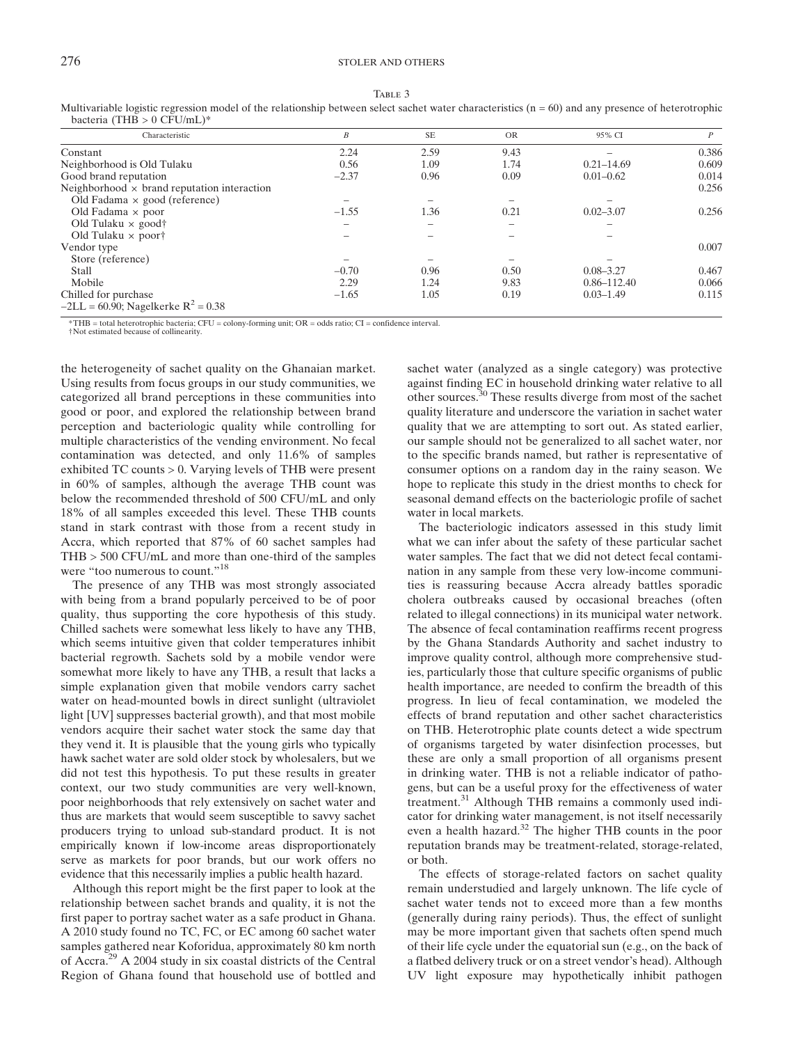Table 3

Multivariable logistic regression model of the relationship between select sachet water characteristics (n = 60) and any presence of heterotrophic bacteria (THB > 0 CFU/mL)*

| Characteristic | B | SE | OR | 95% CI | P |
|---|---|---|---|---|---|
| Constant | 2.24 | 2.59 | 9.43 | – | 0.386 |
| Neighborhood is Old Tulaku | 0.56 | 1.09 | 1.74 | 0.21–14.69 | 0.609 |
| Good brand reputation | −2.37 | 0.96 | 0.09 | 0.01–0.62 | 0.014 |
| Neighborhood × brand reputation interaction | | | | | 0.256 |
| Old Fadama × good (reference) | – | – | – | – | |
| Old Fadama × poor | −1.55 | 1.36 | 0.21 | 0.02–3.07 | 0.256 |
| Old Tulaku × good† | – | – | – | – | |
| Old Tulaku × poor† | – | – | – | – | |
| Vendor type | | | | | 0.007 |
| Store (reference) | – | – | – | – | |
| Stall | −0.70 | 0.96 | 0.50 | 0.08–3.27 | 0.467 |
| Mobile | 2.29 | 1.24 | 9.83 | 0.86–112.40 | 0.066 |
| Chilled for purchase | −1.65 | 1.05 | 0.19 | 0.03–1.49 | 0.115 |
| −2LL = 60.90; Nagelkerke $R^2$ = 0.38 | | | | | |

*THB = total heterotrophic bacteria; CFU = colony-forming unit; OR = odds ratio; CI = confidence interval.
†Not estimated because of collinearity.

the heterogeneity of sachet quality on the Ghanaian market. Using results from focus groups in our study communities, we categorized all brand perceptions in these communities into good or poor, and explored the relationship between brand perception and bacteriologic quality while controlling for multiple characteristics of the vending environment. No fecal contamination was detected, and only 11.6% of samples exhibited TC counts > 0. Varying levels of THB were present in 60% of samples, although the average THB count was below the recommended threshold of 500 CFU/mL and only 18% of all samples exceeded this level. These THB counts stand in stark contrast with those from a recent study in Accra, which reported that 87% of 60 sachet samples had THB > 500 CFU/mL and more than one-third of the samples were "too numerous to count."[18]

The presence of any THB was most strongly associated with being from a brand popularly perceived to be of poor quality, thus supporting the core hypothesis of this study. Chilled sachets were somewhat less likely to have any THB, which seems intuitive given that colder temperatures inhibit bacterial regrowth. Sachets sold by a mobile vendor were somewhat more likely to have any THB, a result that lacks a simple explanation given that mobile vendors carry sachet water on head-mounted bowls in direct sunlight (ultraviolet light [UV] suppresses bacterial growth), and that most mobile vendors acquire their sachet water stock the same day that they vend it. It is plausible that the young girls who typically hawk sachet water are sold older stock by wholesalers, but we did not test this hypothesis. To put these results in greater context, our two study communities are very well-known, poor neighborhoods that rely extensively on sachet water and thus are markets that would seem susceptible to savvy sachet producers trying to unload sub-standard product. It is not empirically known if low-income areas disproportionately serve as markets for poor brands, but our work offers no evidence that this necessarily implies a public health hazard.

Although this report might be the first paper to look at the relationship between sachet brands and quality, it is not the first paper to portray sachet water as a safe product in Ghana. A 2010 study found no TC, FC, or EC among 60 sachet water samples gathered near Koforidua, approximately 80 km north of Accra.[29] A 2004 study in six coastal districts of the Central Region of Ghana found that household use of bottled and sachet water (analyzed as a single category) was protective against finding EC in household drinking water relative to all other sources.[30] These results diverge from most of the sachet quality literature and underscore the variation in sachet water quality that we are attempting to sort out. As stated earlier, our sample should not be generalized to all sachet water, nor to the specific brands named, but rather is representative of consumer options on a random day in the rainy season. We hope to replicate this study in the driest months to check for seasonal demand effects on the bacteriologic profile of sachet water in local markets.

The bacteriologic indicators assessed in this study limit what we can infer about the safety of these particular sachet water samples. The fact that we did not detect fecal contamination in any sample from these very low-income communities is reassuring because Accra already battles sporadic cholera outbreaks caused by occasional breaches (often related to illegal connections) in its municipal water network. The absence of fecal contamination reaffirms recent progress by the Ghana Standards Authority and sachet industry to improve quality control, although more comprehensive studies, particularly those that culture specific organisms of public health importance, are needed to confirm the breadth of this progress. In lieu of fecal contamination, we modeled the effects of brand reputation and other sachet characteristics on THB. Heterotrophic plate counts detect a wide spectrum of organisms targeted by water disinfection processes, but these are only a small proportion of all organisms present in drinking water. THB is not a reliable indicator of pathogens, but can be a useful proxy for the effectiveness of water treatment.[31] Although THB remains a commonly used indicator for drinking water management, is not itself necessarily even a health hazard.[32] The higher THB counts in the poor reputation brands may be treatment-related, storage-related, or both.

The effects of storage-related factors on sachet quality remain understudied and largely unknown. The life cycle of sachet water tends not to exceed more than a few months (generally during rainy periods). Thus, the effect of sunlight may be more important given that sachets often spend much of their life cycle under the equatorial sun (e.g., on the back of a flatbed delivery truck or on a street vendor's head). Although UV light exposure may hypothetically inhibit pathogen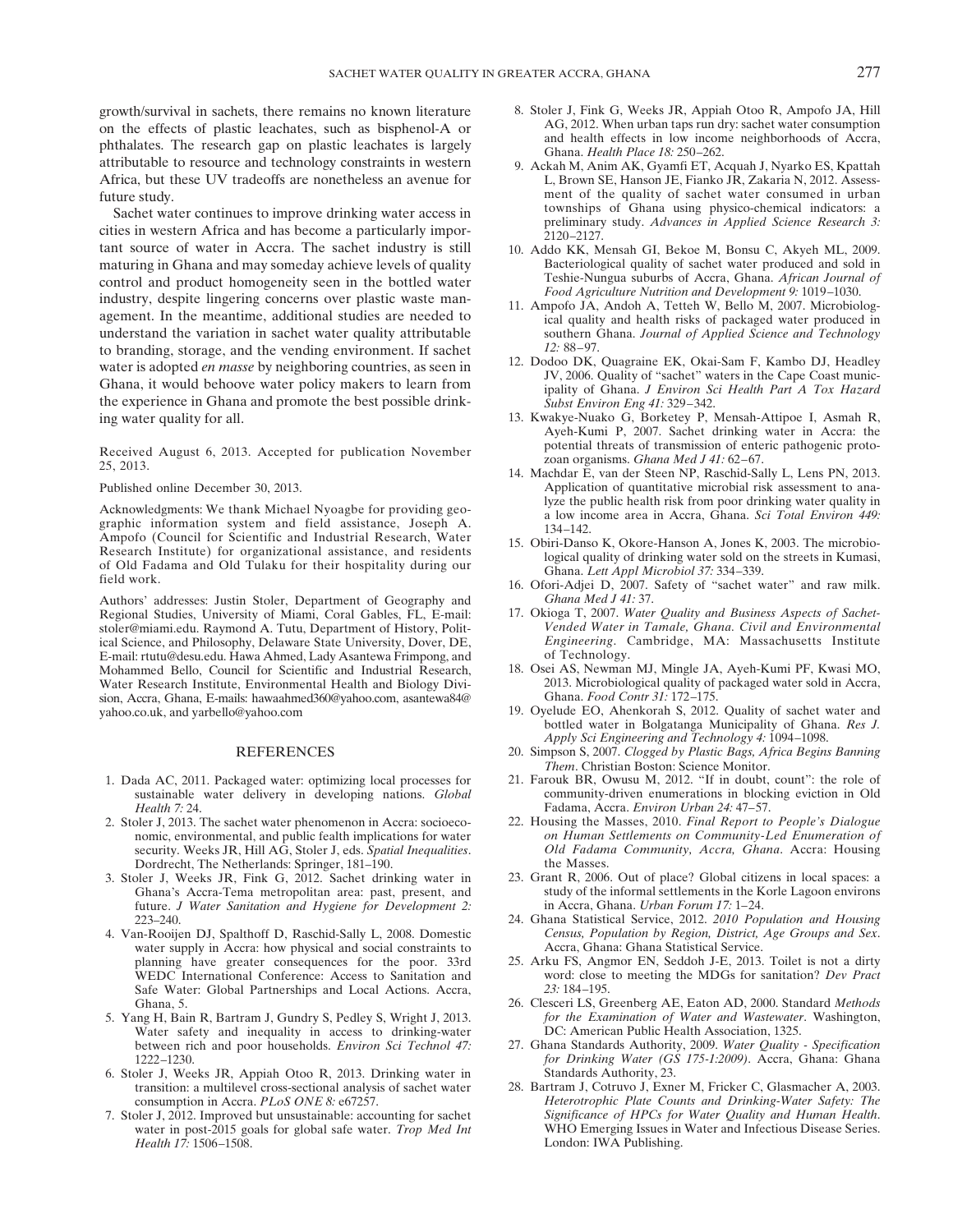growth/survival in sachets, there remains no known literature on the effects of plastic leachates, such as bisphenol-A or phthalates. The research gap on plastic leachates is largely attributable to resource and technology constraints in western Africa, but these UV tradeoffs are nonetheless an avenue for future study.

Sachet water continues to improve drinking water access in cities in western Africa and has become a particularly important source of water in Accra. The sachet industry is still maturing in Ghana and may someday achieve levels of quality control and product homogeneity seen in the bottled water industry, despite lingering concerns over plastic waste management. In the meantime, additional studies are needed to understand the variation in sachet water quality attributable to branding, storage, and the vending environment. If sachet water is adopted *en masse* by neighboring countries, as seen in Ghana, it would behoove water policy makers to learn from the experience in Ghana and promote the best possible drinking water quality for all.

Received August 6, 2013. Accepted for publication November 25, 2013.

Published online December 30, 2013.

Acknowledgments: We thank Michael Nyoagbe for providing geographic information system and field assistance, Joseph A. Ampofo (Council for Scientific and Industrial Research, Water Research Institute) for organizational assistance, and residents of Old Fadama and Old Tulaku for their hospitality during our field work.

Authors' addresses: Justin Stoler, Department of Geography and Regional Studies, University of Miami, Coral Gables, FL, E-mail: stoler@miami.edu. Raymond A. Tutu, Department of History, Political Science, and Philosophy, Delaware State University, Dover, DE, E-mail: rtutu@desu.edu. Hawa Ahmed, Lady Asantewa Frimpong, and Mohammed Bello, Council for Scientific and Industrial Research, Water Research Institute, Environmental Health and Biology Division, Accra, Ghana, E-mails: hawaahmed360@yahoo.com, asantewa84@yahoo.co.uk, and yarbello@yahoo.com

## REFERENCES

1. Dada AC, 2011. Packaged water: optimizing local processes for sustainable water delivery in developing nations. *Global Health 7:* 24.
2. Stoler J, 2013. The sachet water phenomenon in Accra: socioeconomic, environmental, and public fealth implications for water security. Weeks JR, Hill AG, Stoler J, eds. *Spatial Inequalities*. Dordrecht, The Netherlands: Springer, 181–190.
3. Stoler J, Weeks JR, Fink G, 2012. Sachet drinking water in Ghana's Accra-Tema metropolitan area: past, present, and future. *J Water Sanitation and Hygiene for Development 2:* 223–240.
4. Van-Rooijen DJ, Spalthoff D, Raschid-Sally L, 2008. Domestic water supply in Accra: how physical and social constraints to planning have greater consequences for the poor. 33rd WEDC International Conference: Access to Sanitation and Safe Water: Global Partnerships and Local Actions. Accra, Ghana, 5.
5. Yang H, Bain R, Bartram J, Gundry S, Pedley S, Wright J, 2013. Water safety and inequality in access to drinking-water between rich and poor households. *Environ Sci Technol 47:* 1222–1230.
6. Stoler J, Weeks JR, Appiah Otoo R, 2013. Drinking water in transition: a multilevel cross-sectional analysis of sachet water consumption in Accra. *PLoS ONE 8:* e67257.
7. Stoler J, 2012. Improved but unsustainable: accounting for sachet water in post-2015 goals for global safe water. *Trop Med Int Health 17:* 1506–1508.
8. Stoler J, Fink G, Weeks JR, Appiah Otoo R, Ampofo JA, Hill AG, 2012. When urban taps run dry: sachet water consumption and health effects in low income neighborhoods of Accra, Ghana. *Health Place 18:* 250–262.
9. Ackah M, Anim AK, Gyamfi ET, Acquah J, Nyarko ES, Kpattah L, Brown SE, Hanson JE, Fianko JR, Zakaria N, 2012. Assessment of the quality of sachet water consumed in urban townships of Ghana using physico-chemical indicators: a preliminary study. *Advances in Applied Science Research 3:* 2120–2127.
10. Addo KK, Mensah GI, Bekoe M, Bonsu C, Akyeh ML, 2009. Bacteriological quality of sachet water produced and sold in Teshie-Nungua suburbs of Accra, Ghana. *African Journal of Food Agriculture Nutrition and Development 9:* 1019–1030.
11. Ampofo JA, Andoh A, Tetteh W, Bello M, 2007. Microbiological quality and health risks of packaged water produced in southern Ghana. *Journal of Applied Science and Technology 12:* 88–97.
12. Dodoo DK, Quagraine EK, Okai-Sam F, Kambo DJ, Headley JV, 2006. Quality of "sachet" waters in the Cape Coast municipality of Ghana. *J Environ Sci Health Part A Tox Hazard Subst Environ Eng 41:* 329–342.
13. Kwakye-Nuako G, Borketey P, Mensah-Attipoe I, Asmah R, Ayeh-Kumi P, 2007. Sachet drinking water in Accra: the potential threats of transmission of enteric pathogenic protozoan organisms. *Ghana Med J 41:* 62–67.
14. Machdar E, van der Steen NP, Raschid-Sally L, Lens PN, 2013. Application of quantitative microbial risk assessment to analyze the public health risk from poor drinking water quality in a low income area in Accra, Ghana. *Sci Total Environ 449:* 134–142.
15. Obiri-Danso K, Okore-Hanson A, Jones K, 2003. The microbiological quality of drinking water sold on the streets in Kumasi, Ghana. *Lett Appl Microbiol 37:* 334–339.
16. Ofori-Adjei D, 2007. Safety of "sachet water" and raw milk. *Ghana Med J 41:* 37.
17. Okioga T, 2007. *Water Quality and Business Aspects of Sachet-Vended Water in Tamale, Ghana. Civil and Environmental Engineering*. Cambridge, MA: Massachusetts Institute of Technology.
18. Osei AS, Newman MJ, Mingle JA, Ayeh-Kumi PF, Kwasi MO, 2013. Microbiological quality of packaged water sold in Accra, Ghana. *Food Contr 31:* 172–175.
19. Oyelude EO, Ahenkorah S, 2012. Quality of sachet water and bottled water in Bolgatanga Municipality of Ghana. *Res J. Apply Sci Engineering and Technology 4:* 1094–1098.
20. Simpson S, 2007. *Clogged by Plastic Bags, Africa Begins Banning Them*. Christian Boston: Science Monitor.
21. Farouk BR, Owusu M, 2012. "If in doubt, count": the role of community-driven enumerations in blocking eviction in Old Fadama, Accra. *Environ Urban 24:* 47–57.
22. Housing the Masses, 2010. *Final Report to People's Dialogue on Human Settlements on Community-Led Enumeration of Old Fadama Community, Accra, Ghana*. Accra: Housing the Masses.
23. Grant R, 2006. Out of place? Global citizens in local spaces: a study of the informal settlements in the Korle Lagoon environs in Accra, Ghana. *Urban Forum 17:* 1–24.
24. Ghana Statistical Service, 2012. *2010 Population and Housing Census, Population by Region, District, Age Groups and Sex*. Accra, Ghana: Ghana Statistical Service.
25. Arku FS, Angmor EN, Seddoh J-E, 2013. Toilet is not a dirty word: close to meeting the MDGs for sanitation? *Dev Pract 23:* 184–195.
26. Clesceri LS, Greenberg AE, Eaton AD, 2000. Standard *Methods for the Examination of Water and Wastewater*. Washington, DC: American Public Health Association, 1325.
27. Ghana Standards Authority, 2009. *Water Quality - Specification for Drinking Water (GS 175-1:2009)*. Accra, Ghana: Ghana Standards Authority, 23.
28. Bartram J, Cotruvo J, Exner M, Fricker C, Glasmacher A, 2003. *Heterotrophic Plate Counts and Drinking-Water Safety: The Significance of HPCs for Water Quality and Human Health*. WHO Emerging Issues in Water and Infectious Disease Series. London: IWA Publishing.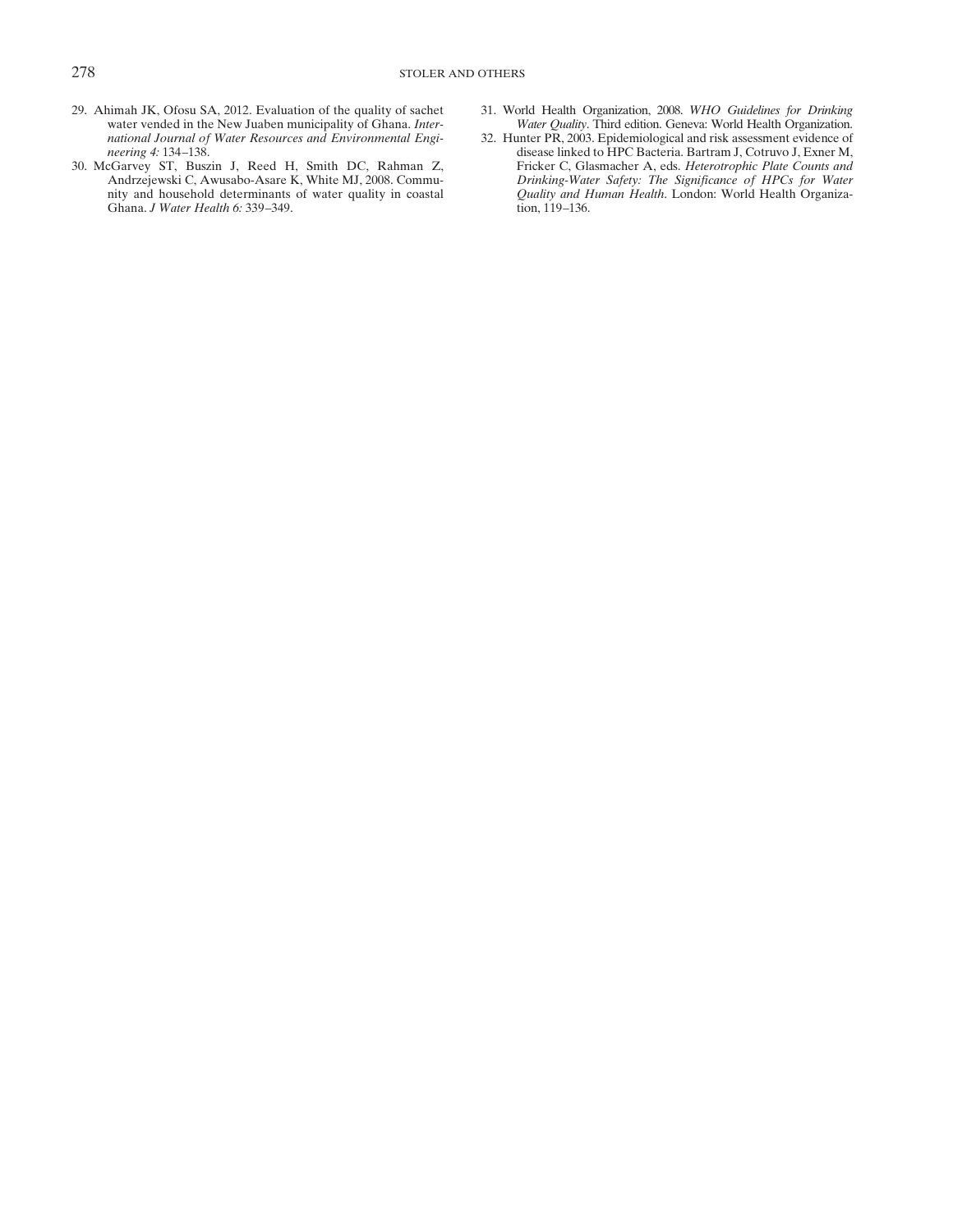29. Ahimah JK, Ofosu SA, 2012. Evaluation of the quality of sachet water vended in the New Juaben municipality of Ghana. *International Journal of Water Resources and Environmental Engineering 4:* 134–138.
30. McGarvey ST, Buszin J, Reed H, Smith DC, Rahman Z, Andrzejewski C, Awusabo-Asare K, White MJ, 2008. Community and household determinants of water quality in coastal Ghana. *J Water Health 6:* 339–349.
31. World Health Organization, 2008. *WHO Guidelines for Drinking Water Quality*. Third edition. Geneva: World Health Organization.
32. Hunter PR, 2003. Epidemiological and risk assessment evidence of disease linked to HPC Bacteria. Bartram J, Cotruvo J, Exner M, Fricker C, Glasmacher A, eds. *Heterotrophic Plate Counts and Drinking-Water Safety: The Significance of HPCs for Water Quality and Human Health*. London: World Health Organization, 119–136.